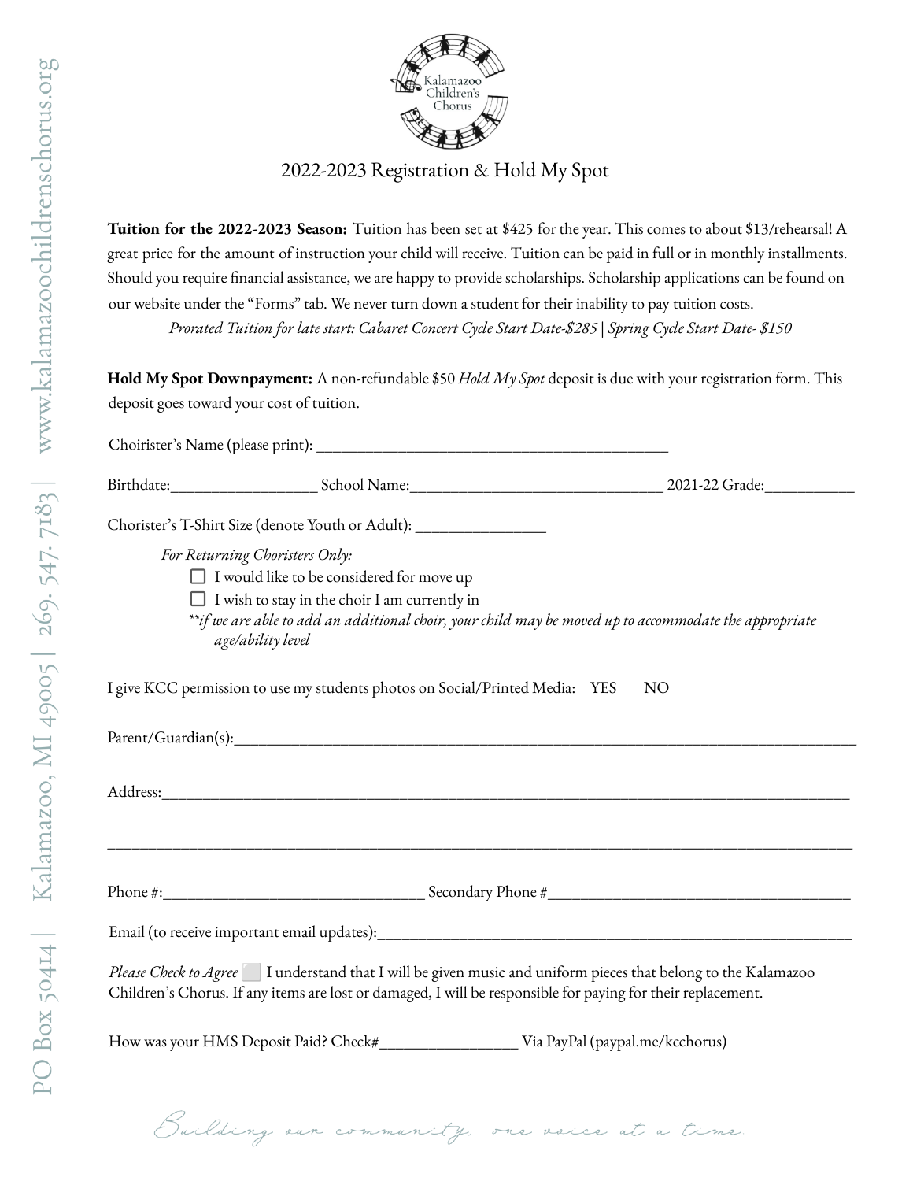# 2022-2023 Registration & Hold My Spot

**Tuition for the 2022-2023 Season:** Tuition has been set at $425 for the year. This comes to about $13/rehearsal! A great price for the amount of instruction your child will receive. Tuition can be paid in full or in monthly installments. Should you require financial assistance, we are happy to provide scholarships. Scholarship applications can be found on our website under the "Forms" tab. We never turn down a student for their inability to pay tuition costs.

*Prorated Tuition for late start: Cabaret Concert Cycle Start Date-$285 | Spring Cycle Start Date- $150*

**Hold My Spot Downpayment:** A non-refundable $50 *Hold My Spot* deposit is due with your registration form. This deposit goes toward your cost of tuition.

Chorister's Name (please print): ___________________________________________

Birthdate:__________________ School Name:_______________________________ 2021-22 Grade:___________

Chorister's T-Shirt Size (denote Youth or Adult): ________________

*For Returning Choristers Only:*

- ☐ I would like to be considered for move up
- ☐ I wish to stay in the choir I am currently in

*\*\*if we are able to add an additional choir, your child may be moved up to accommodate the appropriate age/ability level*

I give KCC permission to use my students photos on Social/Printed Media: YES NO

Parent/Guardian(s):_____________________________________________________________________________

Address:_____________________________________________________________________________________

_____________________________________________________________________________________________

Phone #:________________________________ Secondary Phone #_____________________________________

Email (to receive important email updates):_____________________________________________________________

*Please Check to Agree* ☐ I understand that I will be given music and uniform pieces that belong to the Kalamazoo Children's Chorus. If any items are lost or damaged, I will be responsible for paying for their replacement.

How was your HMS Deposit Paid? Check#_________________ Via PayPal (paypal.me/kcchorus)

*Building our community, one voice at a time.*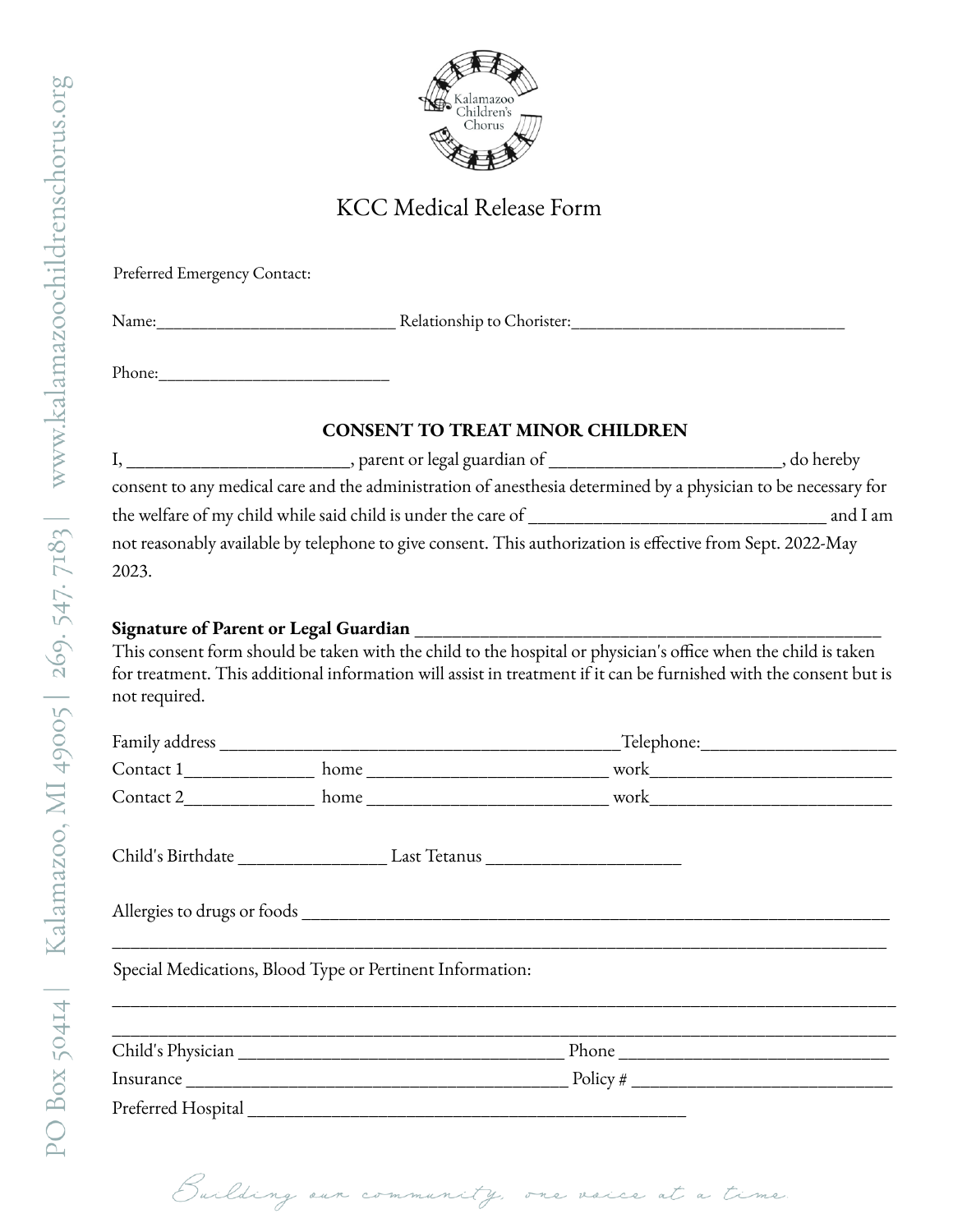# KCC Medical Release Form

Preferred Emergency Contact:

Name:___________________________ Relationship to Chorister:_______________________________

Phone:__________________________

### CONSENT TO TREAT MINOR CHILDREN

I, _______________________, parent or legal guardian of _______________________, do hereby consent to any medical care and the administration of anesthesia determined by a physician to be necessary for the welfare of my child while said child is under the care of _______________________________ and I am not reasonably available by telephone to give consent. This authorization is effective from Sept. 2022-May 2023.

**Signature of Parent or Legal Guardian** ____________________________________________________

This consent form should be taken with the child to the hospital or physician's office when the child is taken for treatment. This additional information will assist in treatment if it can be furnished with the consent but is not required.

Family address _____________________________________________Telephone:____________________

Contact 1_____________ home __________________________ work_________________________

Contact 2_____________ home __________________________ work_________________________

Child's Birthdate ________________ Last Tetanus _____________________

Allergies to drugs or foods _________________________________________________________________

_____________________________________________________________________________________

Special Medications, Blood Type or Pertinent Information:

_____________________________________________________________________________________

_____________________________________________________________________________________

Child's Physician ___________________________________ Phone _____________________________

Insurance ___________________________________________ Policy # _____________________________

Preferred Hospital _______________________________________________

*Building our community, one voice at a time.*